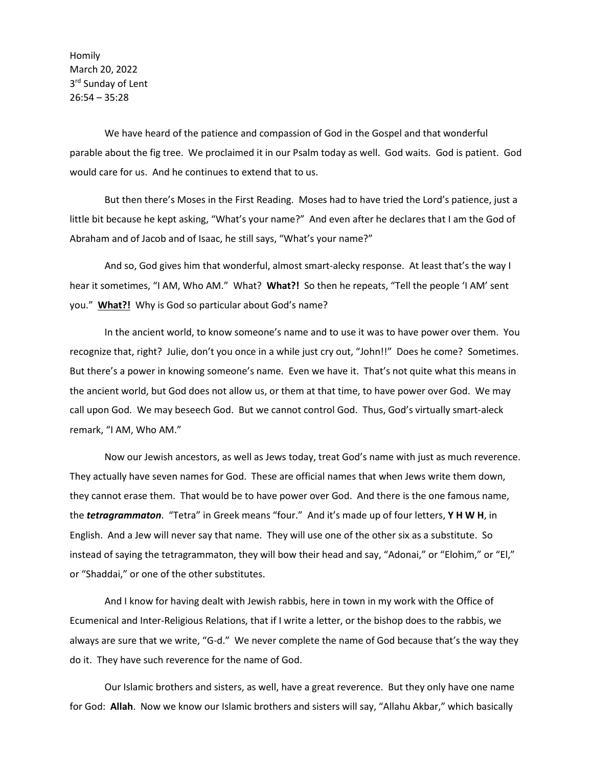Homily
March 20, 2022
3rd Sunday of Lent
26:54 – 35:28

We have heard of the patience and compassion of God in the Gospel and that wonderful parable about the fig tree. We proclaimed it in our Psalm today as well. God waits. God is patient. God would care for us. And he continues to extend that to us.

But then there's Moses in the First Reading. Moses had to have tried the Lord's patience, just a little bit because he kept asking, "What's your name?" And even after he declares that I am the God of Abraham and of Jacob and of Isaac, he still says, "What's your name?"

And so, God gives him that wonderful, almost smart-alecky response. At least that's the way I hear it sometimes, "I AM, Who AM." What? **What?!** So then he repeats, "Tell the people 'I AM' sent you." <u>**What?!**</u> Why is God so particular about God's name?

In the ancient world, to know someone's name and to use it was to have power over them. You recognize that, right? Julie, don't you once in a while just cry out, "John!!" Does he come? Sometimes. But there's a power in knowing someone's name. Even we have it. That's not quite what this means in the ancient world, but God does not allow us, or them at that time, to have power over God. We may call upon God. We may beseech God. But we cannot control God. Thus, God's virtually smart-aleck remark, "I AM, Who AM."

Now our Jewish ancestors, as well as Jews today, treat God's name with just as much reverence. They actually have seven names for God. These are official names that when Jews write them down, they cannot erase them. That would be to have power over God. And there is the one famous name, the ***tetragrammaton***. "Tetra" in Greek means "four." And it's made up of four letters, **Y H W H**, in English. And a Jew will never say that name. They will use one of the other six as a substitute. So instead of saying the tetragrammaton, they will bow their head and say, "Adonai," or "Elohim," or "El," or "Shaddai," or one of the other substitutes.

And I know for having dealt with Jewish rabbis, here in town in my work with the Office of Ecumenical and Inter-Religious Relations, that if I write a letter, or the bishop does to the rabbis, we always are sure that we write, "G-d." We never complete the name of God because that's the way they do it. They have such reverence for the name of God.

Our Islamic brothers and sisters, as well, have a great reverence. But they only have one name for God: **Allah**. Now we know our Islamic brothers and sisters will say, "Allahu Akbar," which basically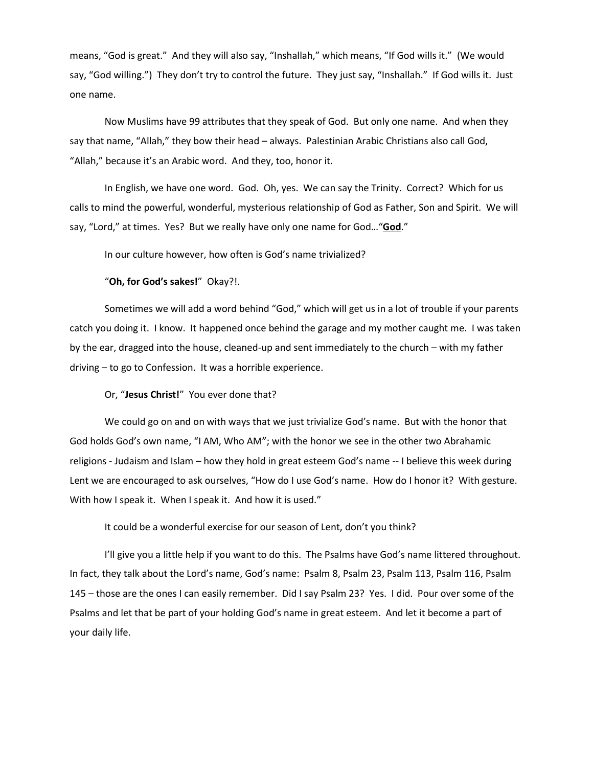means, "God is great." And they will also say, "Inshallah," which means, "If God wills it." (We would say, "God willing.") They don't try to control the future. They just say, "Inshallah." If God wills it. Just one name.

Now Muslims have 99 attributes that they speak of God. But only one name. And when they say that name, "Allah," they bow their head – always. Palestinian Arabic Christians also call God, "Allah," because it's an Arabic word. And they, too, honor it.

In English, we have one word. God. Oh, yes. We can say the Trinity. Correct? Which for us calls to mind the powerful, wonderful, mysterious relationship of God as Father, Son and Spirit. We will say, "Lord," at times. Yes? But we really have only one name for God…"**God**."

In our culture however, how often is God's name trivialized?

"**Oh, for God's sakes!**" Okay?!.

Sometimes we will add a word behind "God," which will get us in a lot of trouble if your parents catch you doing it. I know. It happened once behind the garage and my mother caught me. I was taken by the ear, dragged into the house, cleaned-up and sent immediately to the church – with my father driving – to go to Confession. It was a horrible experience.

Or, "**Jesus Christ!**" You ever done that?

We could go on and on with ways that we just trivialize God's name. But with the honor that God holds God's own name, "I AM, Who AM"; with the honor we see in the other two Abrahamic religions - Judaism and Islam – how they hold in great esteem God's name -- I believe this week during Lent we are encouraged to ask ourselves, "How do I use God's name. How do I honor it? With gesture. With how I speak it. When I speak it. And how it is used."

It could be a wonderful exercise for our season of Lent, don't you think?

I'll give you a little help if you want to do this. The Psalms have God's name littered throughout. In fact, they talk about the Lord's name, God's name: Psalm 8, Psalm 23, Psalm 113, Psalm 116, Psalm 145 – those are the ones I can easily remember. Did I say Psalm 23? Yes. I did. Pour over some of the Psalms and let that be part of your holding God's name in great esteem. And let it become a part of your daily life.